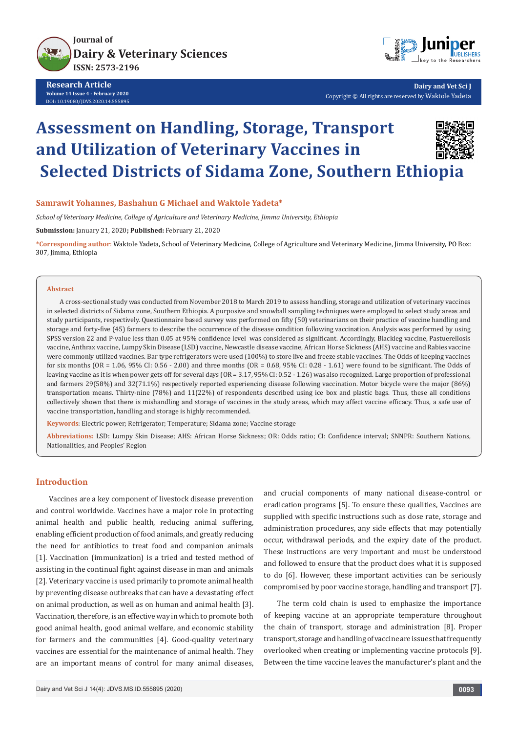# Assessment on Handling, Storage, Transport and Utilization of Veterinary Vaccines in Selected Districts of Sidama Zone, Southern Ethiopia

**Samrawit Yohannes, Bashahun G Michael and Waktole Yadeta***

*School of Veterinary Medicine, College of Agriculture and Veterinary Medicine, Jimma University, Ethiopia*

**Submission:** January 21, 2020**; Published:** February 21, 2020

***Corresponding author:** Waktole Yadeta, School of Veterinary Medicine, College of Agriculture and Veterinary Medicine, Jimma University, PO Box: 307, Jimma, Ethiopia

**Abstract**

A cross-sectional study was conducted from November 2018 to March 2019 to assess handling, storage and utilization of veterinary vaccines in selected districts of Sidama zone, Southern Ethiopia. A purposive and snowball sampling techniques were employed to select study areas and study participants, respectively. Questionnaire based survey was performed on fifty (50) veterinarians on their practice of vaccine handling and storage and forty-five (45) farmers to describe the occurrence of the disease condition following vaccination. Analysis was performed by using SPSS version 22 and P-value less than 0.05 at 95% confidence level was considered as significant. Accordingly, Blackleg vaccine, Pastuerellosis vaccine, Anthrax vaccine, Lumpy Skin Disease (LSD) vaccine, Newcastle disease vaccine, African Horse Sickness (AHS) vaccine and Rabies vaccine were commonly utilized vaccines. Bar type refrigerators were used (100%) to store live and freeze stable vaccines. The Odds of keeping vaccines for six months (OR = 1.06, 95% CI: 0.56 - 2.00) and three months (OR = 0.68, 95% CI: 0.28 - 1.61) were found to be significant. The Odds of leaving vaccine as it is when power gets off for several days (OR = 3.17, 95% CI: 0.52 - 1.26) was also recognized. Large proportion of professional and farmers 29(58%) and 32(71.1%) respectively reported experiencing disease following vaccination. Motor bicycle were the major (86%) transportation means. Thirty-nine (78%) and 11(22%) of respondents described using ice box and plastic bags. Thus, these all conditions collectively shown that there is mishandling and storage of vaccines in the study areas, which may affect vaccine efficacy. Thus, a safe use of vaccine transportation, handling and storage is highly recommended.

**Keywords**: Electric power; Refrigerator; Temperature; Sidama zone; Vaccine storage

**Abbreviations:** LSD: Lumpy Skin Disease; AHS: African Horse Sickness; OR: Odds ratio; CI: Confidence interval; SNNPR: Southern Nations, Nationalities, and Peoples' Region

## Introduction

Vaccines are a key component of livestock disease prevention and control worldwide. Vaccines have a major role in protecting animal health and public health, reducing animal suffering, enabling efficient production of food animals, and greatly reducing the need for antibiotics to treat food and companion animals [1]. Vaccination (immunization) is a tried and tested method of assisting in the continual fight against disease in man and animals [2]. Veterinary vaccine is used primarily to promote animal health by preventing disease outbreaks that can have a devastating effect on animal production, as well as on human and animal health [3]. Vaccination, therefore, is an effective way in which to promote both good animal health, good animal welfare, and economic stability for farmers and the communities [4]. Good-quality veterinary vaccines are essential for the maintenance of animal health. They are an important means of control for many animal diseases, and crucial components of many national disease-control or eradication programs [5]. To ensure these qualities, Vaccines are supplied with specific instructions such as dose rate, storage and administration procedures, any side effects that may potentially occur, withdrawal periods, and the expiry date of the product. These instructions are very important and must be understood and followed to ensure that the product does what it is supposed to do [6]. However, these important activities can be seriously compromised by poor vaccine storage, handling and transport [7].

The term cold chain is used to emphasize the importance of keeping vaccine at an appropriate temperature throughout the chain of transport, storage and administration [8]. Proper transport, storage and handling of vaccine are issues that frequently overlooked when creating or implementing vaccine protocols [9]. Between the time vaccine leaves the manufacturer's plant and the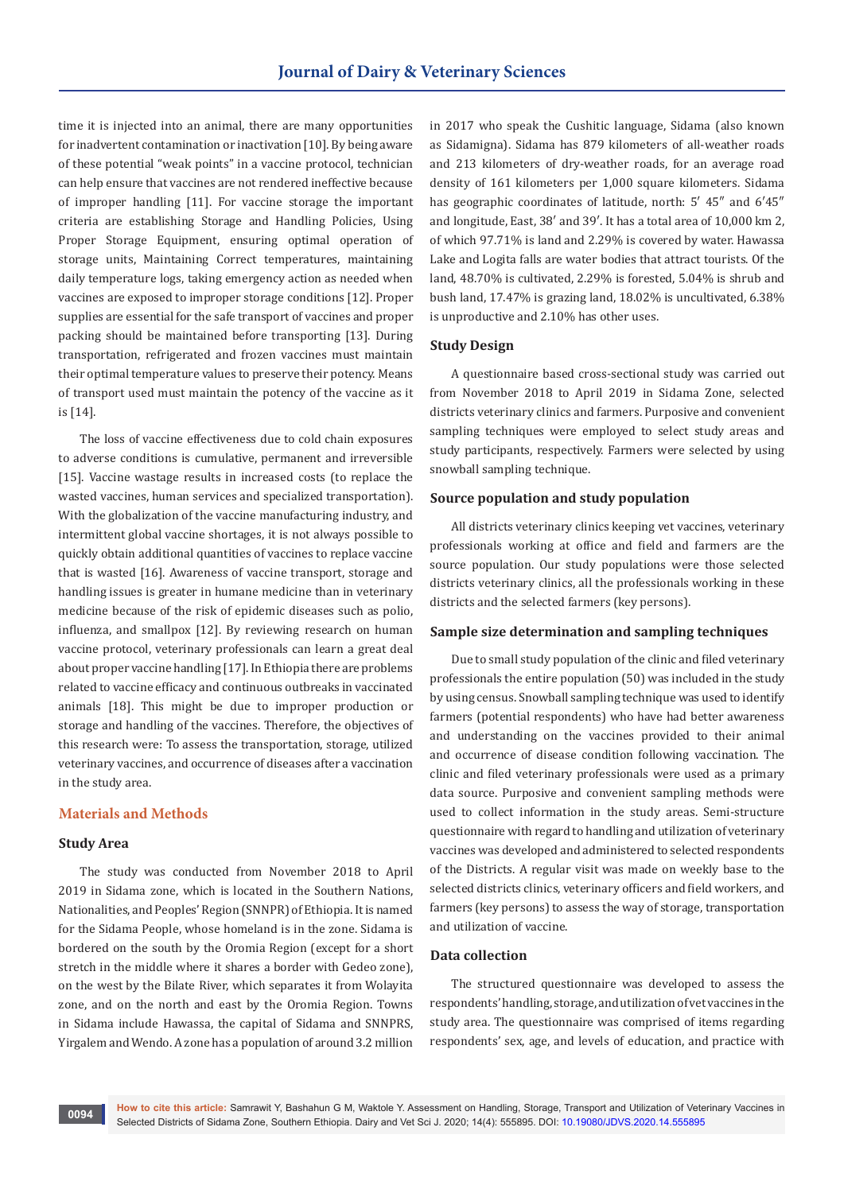time it is injected into an animal, there are many opportunities for inadvertent contamination or inactivation [10]. By being aware of these potential "weak points" in a vaccine protocol, technician can help ensure that vaccines are not rendered ineffective because of improper handling [11]. For vaccine storage the important criteria are establishing Storage and Handling Policies, Using Proper Storage Equipment, ensuring optimal operation of storage units, Maintaining Correct temperatures, maintaining daily temperature logs, taking emergency action as needed when vaccines are exposed to improper storage conditions [12]. Proper supplies are essential for the safe transport of vaccines and proper packing should be maintained before transporting [13]. During transportation, refrigerated and frozen vaccines must maintain their optimal temperature values to preserve their potency. Means of transport used must maintain the potency of the vaccine as it is [14].

The loss of vaccine effectiveness due to cold chain exposures to adverse conditions is cumulative, permanent and irreversible [15]. Vaccine wastage results in increased costs (to replace the wasted vaccines, human services and specialized transportation). With the globalization of the vaccine manufacturing industry, and intermittent global vaccine shortages, it is not always possible to quickly obtain additional quantities of vaccines to replace vaccine that is wasted [16]. Awareness of vaccine transport, storage and handling issues is greater in humane medicine than in veterinary medicine because of the risk of epidemic diseases such as polio, influenza, and smallpox [12]. By reviewing research on human vaccine protocol, veterinary professionals can learn a great deal about proper vaccine handling [17]. In Ethiopia there are problems related to vaccine efficacy and continuous outbreaks in vaccinated animals [18]. This might be due to improper production or storage and handling of the vaccines. Therefore, the objectives of this research were: To assess the transportation, storage, utilized veterinary vaccines, and occurrence of diseases after a vaccination in the study area.

## Materials and Methods

### Study Area

The study was conducted from November 2018 to April 2019 in Sidama zone, which is located in the Southern Nations, Nationalities, and Peoples' Region (SNNPR) of Ethiopia. It is named for the Sidama People, whose homeland is in the zone. Sidama is bordered on the south by the Oromia Region (except for a short stretch in the middle where it shares a border with Gedeo zone), on the west by the Bilate River, which separates it from Wolayita zone, and on the north and east by the Oromia Region. Towns in Sidama include Hawassa, the capital of Sidama and SNNPRS, Yirgalem and Wendo. A zone has a population of around 3.2 million in 2017 who speak the Cushitic language, Sidama (also known as Sidamigna). Sidama has 879 kilometers of all-weather roads and 213 kilometers of dry-weather roads, for an average road density of 161 kilometers per 1,000 square kilometers. Sidama has geographic coordinates of latitude, north: 5′ 45″ and 6′45″ and longitude, East, 38′ and 39′. It has a total area of 10,000 km 2, of which 97.71% is land and 2.29% is covered by water. Hawassa Lake and Logita falls are water bodies that attract tourists. Of the land, 48.70% is cultivated, 2.29% is forested, 5.04% is shrub and bush land, 17.47% is grazing land, 18.02% is uncultivated, 6.38% is unproductive and 2.10% has other uses.

### Study Design

A questionnaire based cross-sectional study was carried out from November 2018 to April 2019 in Sidama Zone, selected districts veterinary clinics and farmers. Purposive and convenient sampling techniques were employed to select study areas and study participants, respectively. Farmers were selected by using snowball sampling technique.

### Source population and study population

All districts veterinary clinics keeping vet vaccines, veterinary professionals working at office and field and farmers are the source population. Our study populations were those selected districts veterinary clinics, all the professionals working in these districts and the selected farmers (key persons).

### Sample size determination and sampling techniques

Due to small study population of the clinic and filed veterinary professionals the entire population (50) was included in the study by using census. Snowball sampling technique was used to identify farmers (potential respondents) who have had better awareness and understanding on the vaccines provided to their animal and occurrence of disease condition following vaccination. The clinic and filed veterinary professionals were used as a primary data source. Purposive and convenient sampling methods were used to collect information in the study areas. Semi-structure questionnaire with regard to handling and utilization of veterinary vaccines was developed and administered to selected respondents of the Districts. A regular visit was made on weekly base to the selected districts clinics, veterinary officers and field workers, and farmers (key persons) to assess the way of storage, transportation and utilization of vaccine.

### Data collection

The structured questionnaire was developed to assess the respondents' handling, storage, and utilization of vet vaccines in the study area. The questionnaire was comprised of items regarding respondents' sex, age, and levels of education, and practice with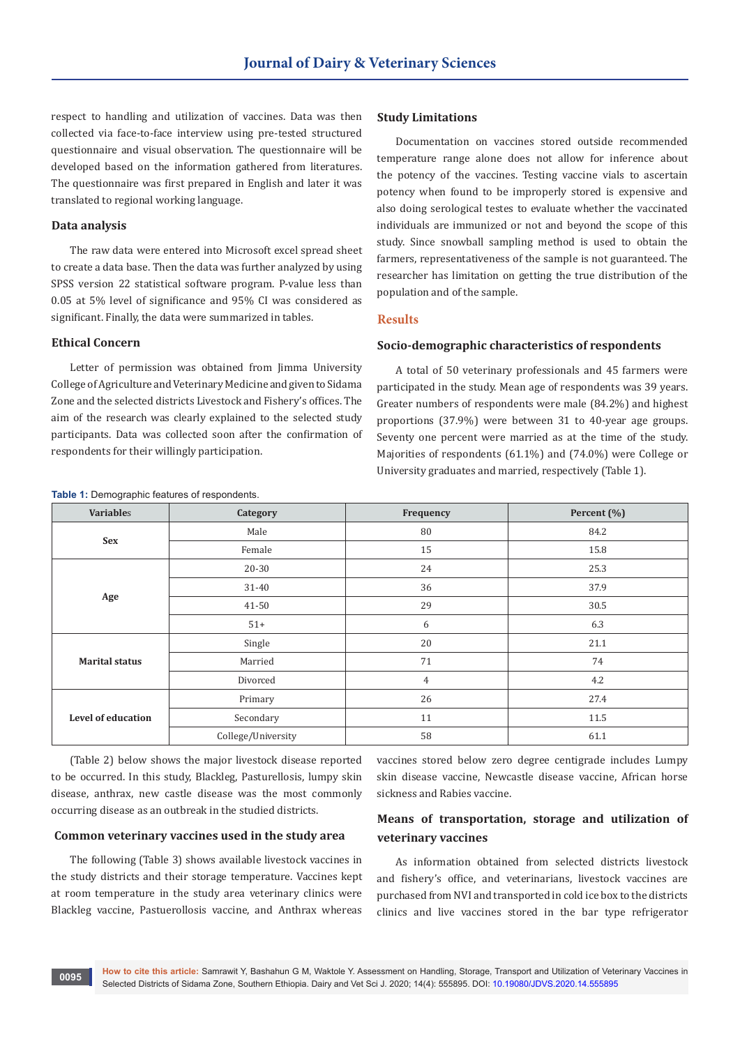respect to handling and utilization of vaccines. Data was then collected via face-to-face interview using pre-tested structured questionnaire and visual observation. The questionnaire will be developed based on the information gathered from literatures. The questionnaire was first prepared in English and later it was translated to regional working language.

### Data analysis

The raw data were entered into Microsoft excel spread sheet to create a data base. Then the data was further analyzed by using SPSS version 22 statistical software program. P-value less than 0.05 at 5% level of significance and 95% CI was considered as significant. Finally, the data were summarized in tables.

### Ethical Concern

Letter of permission was obtained from Jimma University College of Agriculture and Veterinary Medicine and given to Sidama Zone and the selected districts Livestock and Fishery's offices. The aim of the research was clearly explained to the selected study participants. Data was collected soon after the confirmation of respondents for their willingly participation.

### Study Limitations

Documentation on vaccines stored outside recommended temperature range alone does not allow for inference about the potency of the vaccines. Testing vaccine vials to ascertain potency when found to be improperly stored is expensive and also doing serological testes to evaluate whether the vaccinated individuals are immunized or not and beyond the scope of this study. Since snowball sampling method is used to obtain the farmers, representativeness of the sample is not guaranteed. The researcher has limitation on getting the true distribution of the population and of the sample.

## Results

### Socio-demographic characteristics of respondents

A total of 50 veterinary professionals and 45 farmers were participated in the study. Mean age of respondents was 39 years. Greater numbers of respondents were male (84.2%) and highest proportions (37.9%) were between 31 to 40-year age groups. Seventy one percent were married as at the time of the study. Majorities of respondents (61.1%) and (74.0%) were College or University graduates and married, respectively (Table 1).

**Table 1:** Demographic features of respondents.

| Variables | Category | Frequency | Percent (%) |
|---|---|---|---|
| Sex | Male | 80 | 84.2 |
| | Female | 15 | 15.8 |
| Age | 20-30 | 24 | 25.3 |
| | 31-40 | 36 | 37.9 |
| | 41-50 | 29 | 30.5 |
| | 51+ | 6 | 6.3 |
| Marital status | Single | 20 | 21.1 |
| | Married | 71 | 74 |
| | Divorced | 4 | 4.2 |
| Level of education | Primary | 26 | 27.4 |
| | Secondary | 11 | 11.5 |
| | College/University | 58 | 61.1 |

(Table 2) below shows the major livestock disease reported to be occurred. In this study, Blackleg, Pasturellosis, lumpy skin disease, anthrax, new castle disease was the most commonly occurring disease as an outbreak in the studied districts.

### Common veterinary vaccines used in the study area

The following (Table 3) shows available livestock vaccines in the study districts and their storage temperature. Vaccines kept at room temperature in the study area veterinary clinics were Blackleg vaccine, Pastuerollosis vaccine, and Anthrax whereas vaccines stored below zero degree centigrade includes Lumpy skin disease vaccine, Newcastle disease vaccine, African horse sickness and Rabies vaccine.

### Means of transportation, storage and utilization of veterinary vaccines

As information obtained from selected districts livestock and fishery's office, and veterinarians, livestock vaccines are purchased from NVI and transported in cold ice box to the districts clinics and live vaccines stored in the bar type refrigerator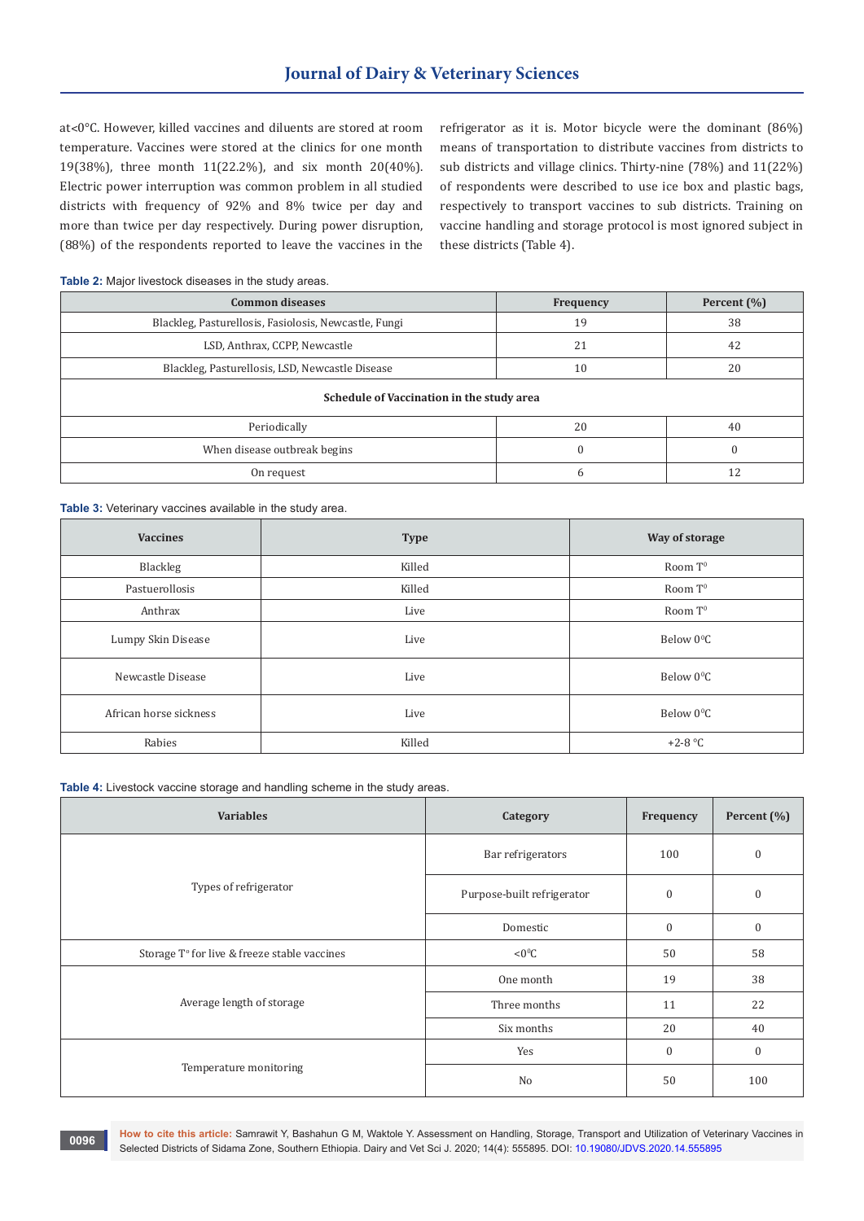at<0°C. However, killed vaccines and diluents are stored at room temperature. Vaccines were stored at the clinics for one month 19(38%), three month 11(22.2%), and six month 20(40%). Electric power interruption was common problem in all studied districts with frequency of 92% and 8% twice per day and more than twice per day respectively. During power disruption, (88%) of the respondents reported to leave the vaccines in the refrigerator as it is. Motor bicycle were the dominant (86%) means of transportation to distribute vaccines from districts to sub districts and village clinics. Thirty-nine (78%) and 11(22%) of respondents were described to use ice box and plastic bags, respectively to transport vaccines to sub districts. Training on vaccine handling and storage protocol is most ignored subject in these districts (Table 4).

**Table 2:** Major livestock diseases in the study areas.

| Common diseases | Frequency | Percent (%) |
| --- | --- | --- |
| Blackleg, Pasturellosis, Fasiolosis, Newcastle, Fungi | 19 | 38 |
| LSD, Anthrax, CCPP, Newcastle | 21 | 42 |
| Blackleg, Pasturellosis, LSD, Newcastle Disease | 10 | 20 |
| **Schedule of Vaccination in the study area** | | |
| Periodically | 20 | 40 |
| When disease outbreak begins | 0 | 0 |
| On request | 6 | 12 |

**Table 3:** Veterinary vaccines available in the study area.

| Vaccines | Type | Way of storage |
| --- | --- | --- |
| Blackleg | Killed | Room T⁰ |
| Pastuerollosis | Killed | Room T⁰ |
| Anthrax | Live | Room T⁰ |
| Lumpy Skin Disease | Live | Below 0⁰C |
| Newcastle Disease | Live | Below 0⁰C |
| African horse sickness | Live | Below 0⁰C |
| Rabies | Killed | +2-8 °C |

**Table 4:** Livestock vaccine storage and handling scheme in the study areas.

| Variables | Category | Frequency | Percent (%) |
| --- | --- | --- | --- |
| Types of refrigerator | Bar refrigerators | 100 | 0 |
| | Purpose-built refrigerator | 0 | 0 |
| | Domestic | 0 | 0 |
| Storage T° for live & freeze stable vaccines | <0⁰C | 50 | 58 |
| Average length of storage | One month | 19 | 38 |
| | Three months | 11 | 22 |
| | Six months | 20 | 40 |
| Temperature monitoring | Yes | 0 | 0 |
| | No | 50 | 100 |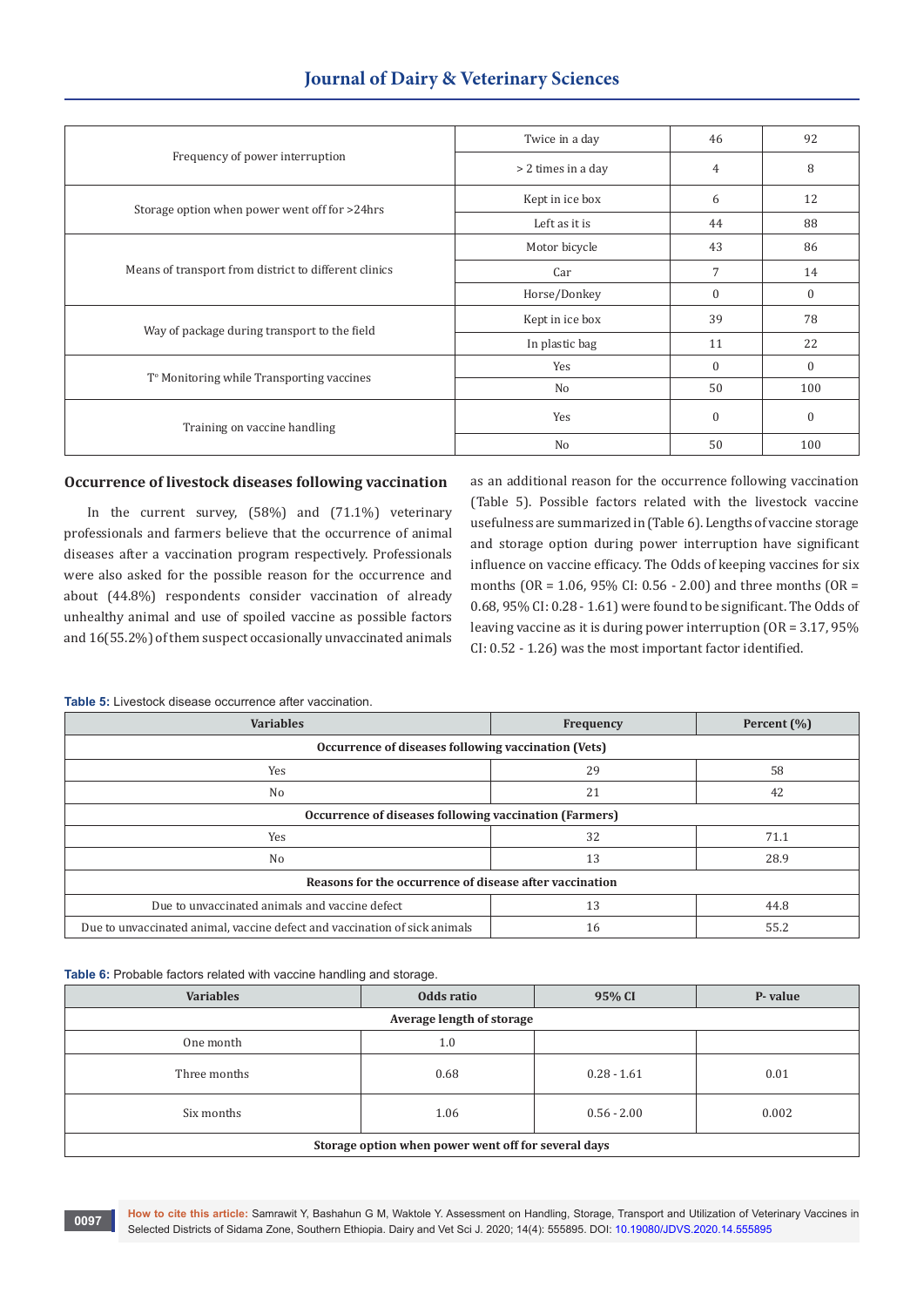| | | | |
|---|---|---|---|
| Frequency of power interruption | Twice in a day | 46 | 92 |
| | > 2 times in a day | 4 | 8 |
| Storage option when power went off for >24hrs | Kept in ice box | 6 | 12 |
| | Left as it is | 44 | 88 |
| Means of transport from district to different clinics | Motor bicycle | 43 | 86 |
| | Car | 7 | 14 |
| | Horse/Donkey | 0 | 0 |
| Way of package during transport to the field | Kept in ice box | 39 | 78 |
| | In plastic bag | 11 | 22 |
| T° Monitoring while Transporting vaccines | Yes | 0 | 0 |
| | No | 50 | 100 |
| Training on vaccine handling | Yes | 0 | 0 |
| | No | 50 | 100 |

### Occurrence of livestock diseases following vaccination

In the current survey, (58%) and (71.1%) veterinary professionals and farmers believe that the occurrence of animal diseases after a vaccination program respectively. Professionals were also asked for the possible reason for the occurrence and about (44.8%) respondents consider vaccination of already unhealthy animal and use of spoiled vaccine as possible factors and 16(55.2%) of them suspect occasionally unvaccinated animals as an additional reason for the occurrence following vaccination (Table 5). Possible factors related with the livestock vaccine usefulness are summarized in (Table 6). Lengths of vaccine storage and storage option during power interruption have significant influence on vaccine efficacy. The Odds of keeping vaccines for six months (OR = 1.06, 95% CI: 0.56 - 2.00) and three months (OR = 0.68, 95% CI: 0.28 - 1.61) were found to be significant. The Odds of leaving vaccine as it is during power interruption (OR = 3.17, 95% CI: 0.52 - 1.26) was the most important factor identified.

**Table 5:** Livestock disease occurrence after vaccination.

| Variables | Frequency | Percent (%) |
|---|---|---|
| **Occurrence of diseases following vaccination (Vets)** | | |
| Yes | 29 | 58 |
| No | 21 | 42 |
| **Occurrence of diseases following vaccination (Farmers)** | | |
| Yes | 32 | 71.1 |
| No | 13 | 28.9 |
| **Reasons for the occurrence of disease after vaccination** | | |
| Due to unvaccinated animals and vaccine defect | 13 | 44.8 |
| Due to unvaccinated animal, vaccine defect and vaccination of sick animals | 16 | 55.2 |

**Table 6:** Probable factors related with vaccine handling and storage.

| Variables | Odds ratio | 95% CI | P- value |
|---|---|---|---|
| **Average length of storage** | | | |
| One month | 1.0 | | |
| Three months | 0.68 | 0.28 - 1.61 | 0.01 |
| Six months | 1.06 | 0.56 - 2.00 | 0.002 |
| **Storage option when power went off for several days** | | | |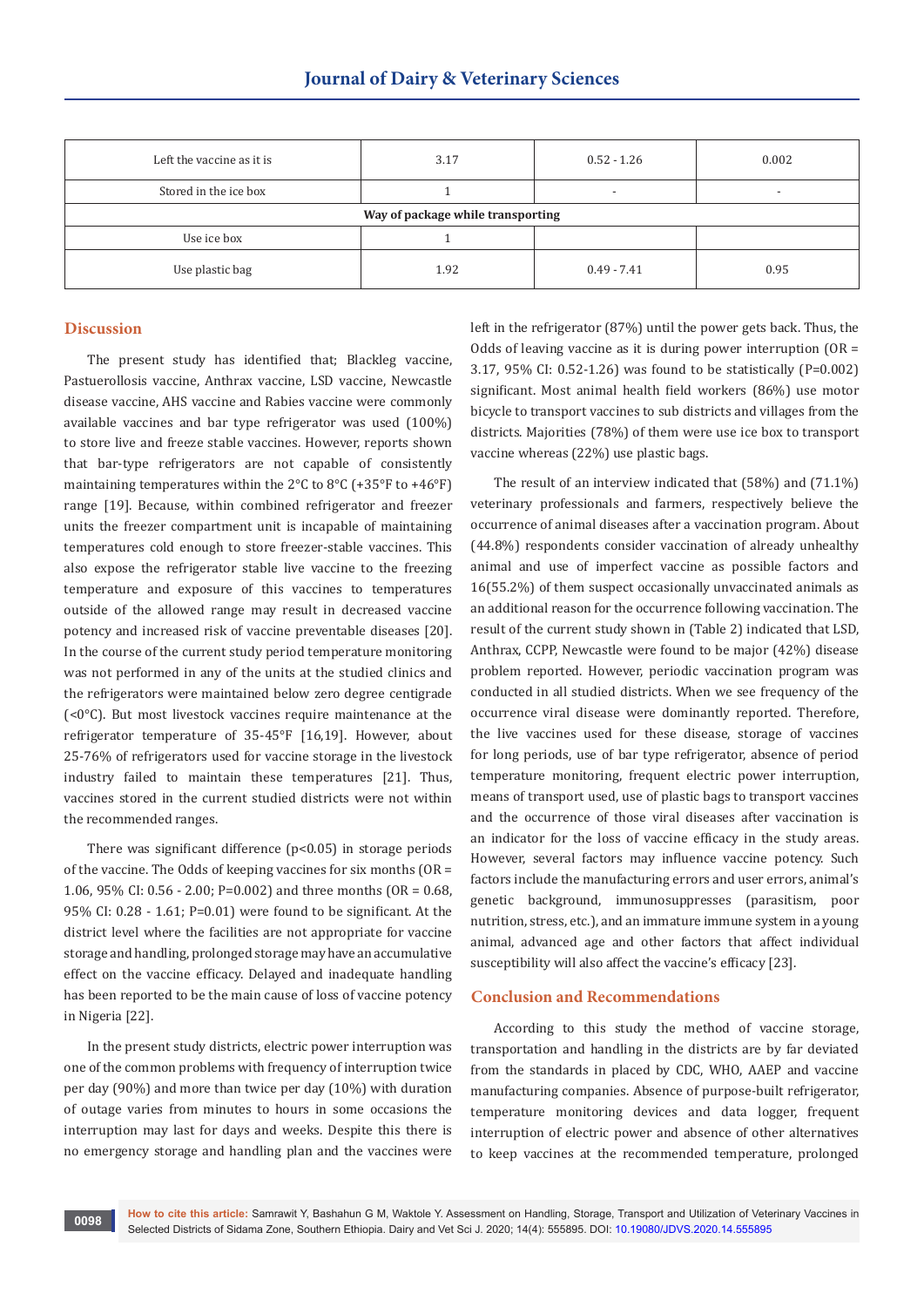| | | | |
|---|---|---|---|
| Left the vaccine as it is | 3.17 | 0.52 - 1.26 | 0.002 |
| Stored in the ice box | 1 | - | - |
| **Way of package while transporting** | | | |
| Use ice box | 1 | | |
| Use plastic bag | 1.92 | 0.49 - 7.41 | 0.95 |

## Discussion

The present study has identified that; Blackleg vaccine, Pastuerollosis vaccine, Anthrax vaccine, LSD vaccine, Newcastle disease vaccine, AHS vaccine and Rabies vaccine were commonly available vaccines and bar type refrigerator was used (100%) to store live and freeze stable vaccines. However, reports shown that bar-type refrigerators are not capable of consistently maintaining temperatures within the 2°C to 8°C (+35°F to +46°F) range [19]. Because, within combined refrigerator and freezer units the freezer compartment unit is incapable of maintaining temperatures cold enough to store freezer-stable vaccines. This also expose the refrigerator stable live vaccine to the freezing temperature and exposure of this vaccines to temperatures outside of the allowed range may result in decreased vaccine potency and increased risk of vaccine preventable diseases [20]. In the course of the current study period temperature monitoring was not performed in any of the units at the studied clinics and the refrigerators were maintained below zero degree centigrade (<0°C). But most livestock vaccines require maintenance at the refrigerator temperature of 35-45°F [16,19]. However, about 25-76% of refrigerators used for vaccine storage in the livestock industry failed to maintain these temperatures [21]. Thus, vaccines stored in the current studied districts were not within the recommended ranges.

There was significant difference ($p<0.05$) in storage periods of the vaccine. The Odds of keeping vaccines for six months (OR = 1.06, 95% CI: 0.56 - 2.00; P=0.002) and three months (OR = 0.68, 95% CI: 0.28 - 1.61; P=0.01) were found to be significant. At the district level where the facilities are not appropriate for vaccine storage and handling, prolonged storage may have an accumulative effect on the vaccine efficacy. Delayed and inadequate handling has been reported to be the main cause of loss of vaccine potency in Nigeria [22].

In the present study districts, electric power interruption was one of the common problems with frequency of interruption twice per day (90%) and more than twice per day (10%) with duration of outage varies from minutes to hours in some occasions the interruption may last for days and weeks. Despite this there is no emergency storage and handling plan and the vaccines were left in the refrigerator (87%) until the power gets back. Thus, the Odds of leaving vaccine as it is during power interruption (OR = 3.17, 95% CI: 0.52-1.26) was found to be statistically (P=0.002) significant. Most animal health field workers (86%) use motor bicycle to transport vaccines to sub districts and villages from the districts. Majorities (78%) of them were use ice box to transport vaccine whereas (22%) use plastic bags.

The result of an interview indicated that (58%) and (71.1%) veterinary professionals and farmers, respectively believe the occurrence of animal diseases after a vaccination program. About (44.8%) respondents consider vaccination of already unhealthy animal and use of imperfect vaccine as possible factors and 16(55.2%) of them suspect occasionally unvaccinated animals as an additional reason for the occurrence following vaccination. The result of the current study shown in (Table 2) indicated that LSD, Anthrax, CCPP, Newcastle were found to be major (42%) disease problem reported. However, periodic vaccination program was conducted in all studied districts. When we see frequency of the occurrence viral disease were dominantly reported. Therefore, the live vaccines used for these disease, storage of vaccines for long periods, use of bar type refrigerator, absence of period temperature monitoring, frequent electric power interruption, means of transport used, use of plastic bags to transport vaccines and the occurrence of those viral diseases after vaccination is an indicator for the loss of vaccine efficacy in the study areas. However, several factors may influence vaccine potency. Such factors include the manufacturing errors and user errors, animal's genetic background, immunosuppresses (parasitism, poor nutrition, stress, etc.), and an immature immune system in a young animal, advanced age and other factors that affect individual susceptibility will also affect the vaccine's efficacy [23].

## Conclusion and Recommendations

According to this study the method of vaccine storage, transportation and handling in the districts are by far deviated from the standards in placed by CDC, WHO, AAEP and vaccine manufacturing companies. Absence of purpose-built refrigerator, temperature monitoring devices and data logger, frequent interruption of electric power and absence of other alternatives to keep vaccines at the recommended temperature, prolonged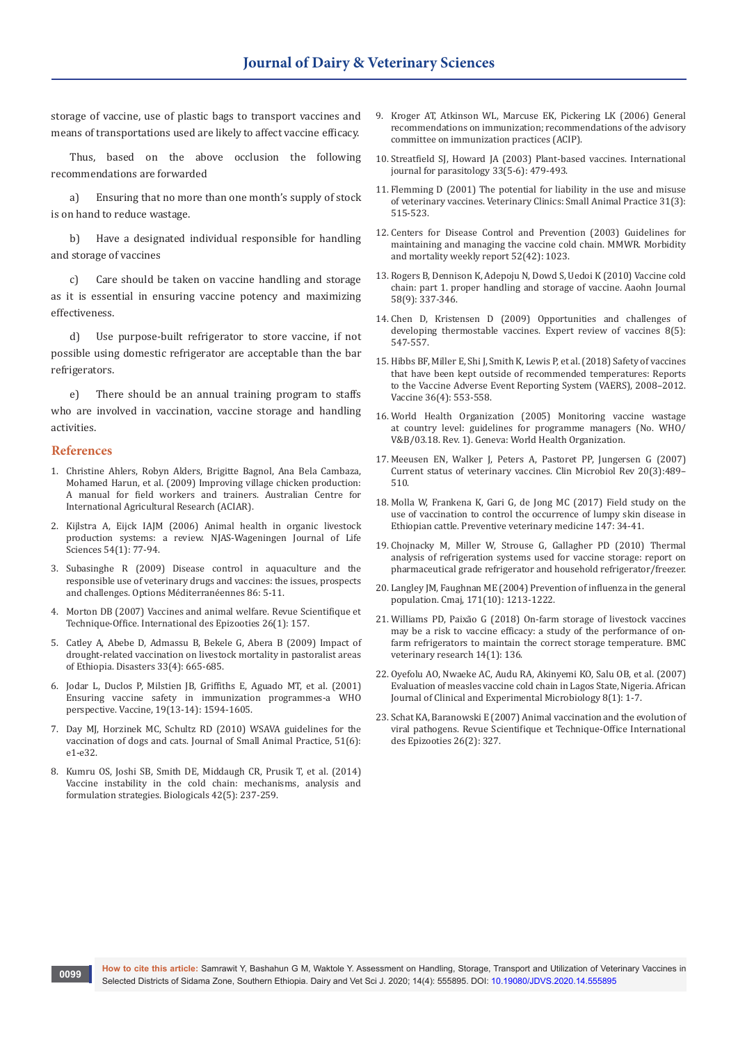storage of vaccine, use of plastic bags to transport vaccines and means of transportations used are likely to affect vaccine efficacy.

Thus, based on the above occlusion the following recommendations are forwarded

a) Ensuring that no more than one month's supply of stock is on hand to reduce wastage.

b) Have a designated individual responsible for handling and storage of vaccines

c) Care should be taken on vaccine handling and storage as it is essential in ensuring vaccine potency and maximizing effectiveness.

d) Use purpose-built refrigerator to store vaccine, if not possible using domestic refrigerator are acceptable than the bar refrigerators.

e) There should be an annual training program to staffs who are involved in vaccination, vaccine storage and handling activities.

## References

1. Christine Ahlers, Robyn Alders, Brigitte Bagnol, Ana Bela Cambaza, Mohamed Harun, et al. (2009) Improving village chicken production: A manual for field workers and trainers. Australian Centre for International Agricultural Research (ACIAR).
2. Kijlstra A, Eijck IAJM (2006) Animal health in organic livestock production systems: a review. NJAS-Wageningen Journal of Life Sciences 54(1): 77-94.
3. Subasinghe R (2009) Disease control in aquaculture and the responsible use of veterinary drugs and vaccines: the issues, prospects and challenges. Options Méditerranéennes 86: 5-11.
4. Morton DB (2007) Vaccines and animal welfare. Revue Scientifique et Technique-Office. International des Epizooties 26(1): 157.
5. Catley A, Abebe D, Admassu B, Bekele G, Abera B (2009) Impact of drought-related vaccination on livestock mortality in pastoralist areas of Ethiopia. Disasters 33(4): 665-685.
6. Jodar L, Duclos P, Milstien JB, Griffiths E, Aguado MT, et al. (2001) Ensuring vaccine safety in immunization programmes-a WHO perspective. Vaccine, 19(13-14): 1594-1605.
7. Day MJ, Horzinek MC, Schultz RD (2010) WSAVA guidelines for the vaccination of dogs and cats. Journal of Small Animal Practice, 51(6): e1-e32.
8. Kumru OS, Joshi SB, Smith DE, Middaugh CR, Prusik T, et al. (2014) Vaccine instability in the cold chain: mechanisms, analysis and formulation strategies. Biologicals 42(5): 237-259.
9. Kroger AT, Atkinson WL, Marcuse EK, Pickering LK (2006) General recommendations on immunization; recommendations of the advisory committee on immunization practices (ACIP).
10. Streatfield SJ, Howard JA (2003) Plant-based vaccines. International journal for parasitology 33(5-6): 479-493.
11. Flemming D (2001) The potential for liability in the use and misuse of veterinary vaccines. Veterinary Clinics: Small Animal Practice 31(3): 515-523.
12. Centers for Disease Control and Prevention (2003) Guidelines for maintaining and managing the vaccine cold chain. MMWR. Morbidity and mortality weekly report 52(42): 1023.
13. Rogers B, Dennison K, Adepoju N, Dowd S, Uedoi K (2010) Vaccine cold chain: part 1. proper handling and storage of vaccine. Aaohn Journal 58(9): 337-346.
14. Chen D, Kristensen D (2009) Opportunities and challenges of developing thermostable vaccines. Expert review of vaccines 8(5): 547-557.
15. Hibbs BF, Miller E, Shi J, Smith K, Lewis P, et al. (2018) Safety of vaccines that have been kept outside of recommended temperatures: Reports to the Vaccine Adverse Event Reporting System (VAERS), 2008–2012. Vaccine 36(4): 553-558.
16. World Health Organization (2005) Monitoring vaccine wastage at country level: guidelines for programme managers (No. WHO/V&B/03.18. Rev. 1). Geneva: World Health Organization.
17. Meeusen EN, Walker J, Peters A, Pastoret PP, Jungersen G (2007) Current status of veterinary vaccines. Clin Microbiol Rev 20(3):489–510.
18. Molla W, Frankena K, Gari G, de Jong MC (2017) Field study on the use of vaccination to control the occurrence of lumpy skin disease in Ethiopian cattle. Preventive veterinary medicine 147: 34-41.
19. Chojnacky M, Miller W, Strouse G, Gallagher PD (2010) Thermal analysis of refrigeration systems used for vaccine storage: report on pharmaceutical grade refrigerator and household refrigerator/freezer.
20. Langley JM, Faughnan ME (2004) Prevention of influenza in the general population. Cmaj, 171(10): 1213-1222.
21. Williams PD, Paixão G (2018) On-farm storage of livestock vaccines may be a risk to vaccine efficacy: a study of the performance of on-farm refrigerators to maintain the correct storage temperature. BMC veterinary research 14(1): 136.
22. Oyefolu AO, Nwaeke AC, Audu RA, Akinyemi KO, Salu OB, et al. (2007) Evaluation of measles vaccine cold chain in Lagos State, Nigeria. African Journal of Clinical and Experimental Microbiology 8(1): 1-7.
23. Schat KA, Baranowski E (2007) Animal vaccination and the evolution of viral pathogens. Revue Scientifique et Technique-Office International des Epizooties 26(2): 327.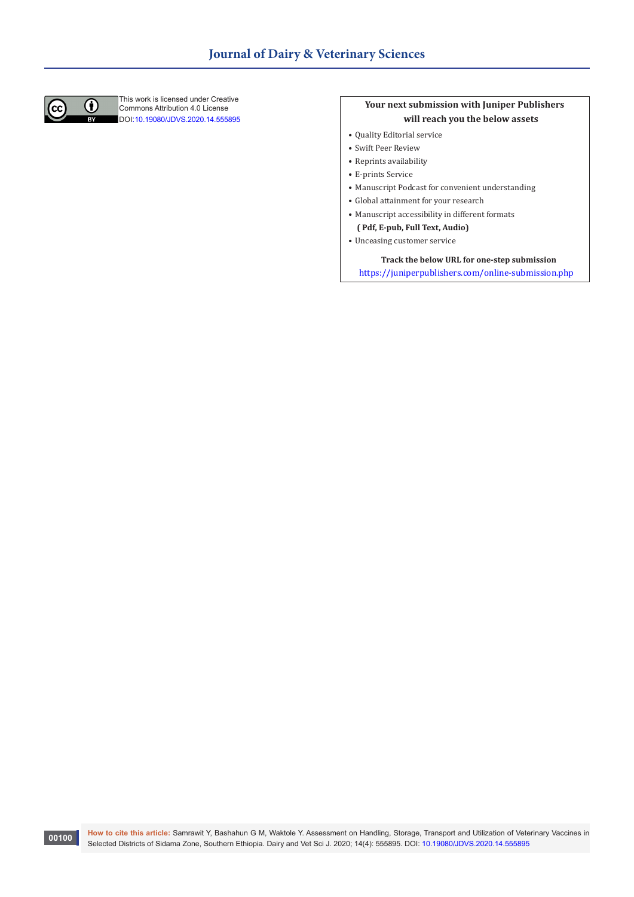This work is licensed under Creative Commons Attribution 4.0 License
DOI:10.19080/JDVS.2020.14.555895

**Your next submission with Juniper Publishers will reach you the below assets**

- Quality Editorial service
- Swift Peer Review
- Reprints availability
- E-prints Service
- Manuscript Podcast for convenient understanding
- Global attainment for your research
- Manuscript accessibility in different formats
  **( Pdf, E-pub, Full Text, Audio)**
- Unceasing customer service

**Track the below URL for one-step submission**
https://juniperpublishers.com/online-submission.php

**How to cite this article:** Samrawit Y, Bashahun G M, Waktole Y. Assessment on Handling, Storage, Transport and Utilization of Veterinary Vaccines in Selected Districts of Sidama Zone, Southern Ethiopia. Dairy and Vet Sci J. 2020; 14(4): 555895. DOI: 10.19080/JDVS.2020.14.555895